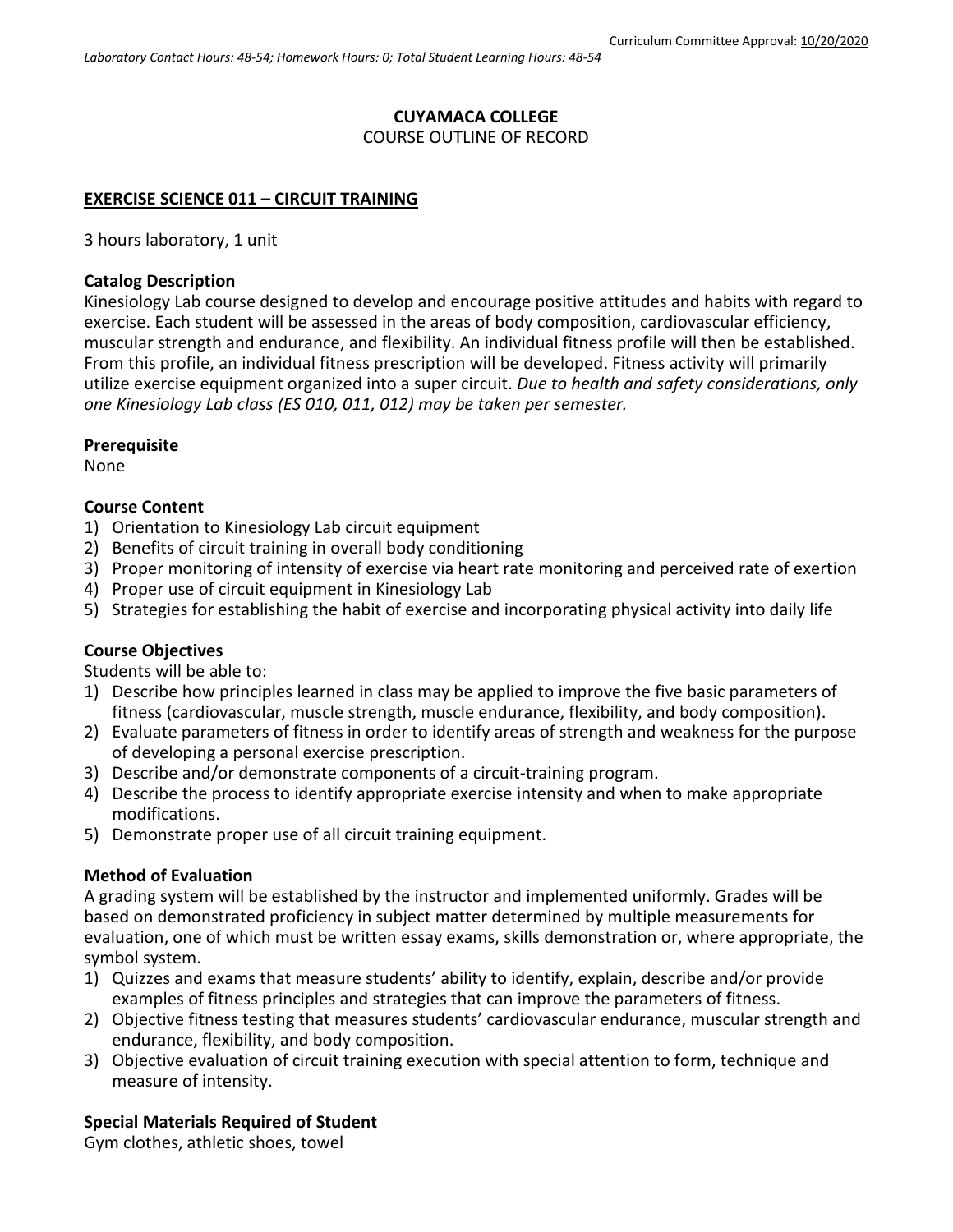Curriculum Committee Approval: 10/20/2020

*Laboratory Contact Hours: 48-54; Homework Hours: 0; Total Student Learning Hours: 48-54*

**CUYAMACA COLLEGE**

COURSE OUTLINE OF RECORD

**EXERCISE SCIENCE 011 – CIRCUIT TRAINING**

3 hours laboratory, 1 unit

**Catalog Description**

Kinesiology Lab course designed to develop and encourage positive attitudes and habits with regard to exercise. Each student will be assessed in the areas of body composition, cardiovascular efficiency, muscular strength and endurance, and flexibility. An individual fitness profile will then be established. From this profile, an individual fitness prescription will be developed. Fitness activity will primarily utilize exercise equipment organized into a super circuit. *Due to health and safety considerations, only one Kinesiology Lab class (ES 010, 011, 012) may be taken per semester.*

**Prerequisite**

None

**Course Content**

1) Orientation to Kinesiology Lab circuit equipment
2) Benefits of circuit training in overall body conditioning
3) Proper monitoring of intensity of exercise via heart rate monitoring and perceived rate of exertion
4) Proper use of circuit equipment in Kinesiology Lab
5) Strategies for establishing the habit of exercise and incorporating physical activity into daily life

**Course Objectives**

Students will be able to:

1) Describe how principles learned in class may be applied to improve the five basic parameters of fitness (cardiovascular, muscle strength, muscle endurance, flexibility, and body composition).
2) Evaluate parameters of fitness in order to identify areas of strength and weakness for the purpose of developing a personal exercise prescription.
3) Describe and/or demonstrate components of a circuit-training program.
4) Describe the process to identify appropriate exercise intensity and when to make appropriate modifications.
5) Demonstrate proper use of all circuit training equipment.

**Method of Evaluation**

A grading system will be established by the instructor and implemented uniformly. Grades will be based on demonstrated proficiency in subject matter determined by multiple measurements for evaluation, one of which must be written essay exams, skills demonstration or, where appropriate, the symbol system.

1) Quizzes and exams that measure students' ability to identify, explain, describe and/or provide examples of fitness principles and strategies that can improve the parameters of fitness.
2) Objective fitness testing that measures students' cardiovascular endurance, muscular strength and endurance, flexibility, and body composition.
3) Objective evaluation of circuit training execution with special attention to form, technique and measure of intensity.

**Special Materials Required of Student**

Gym clothes, athletic shoes, towel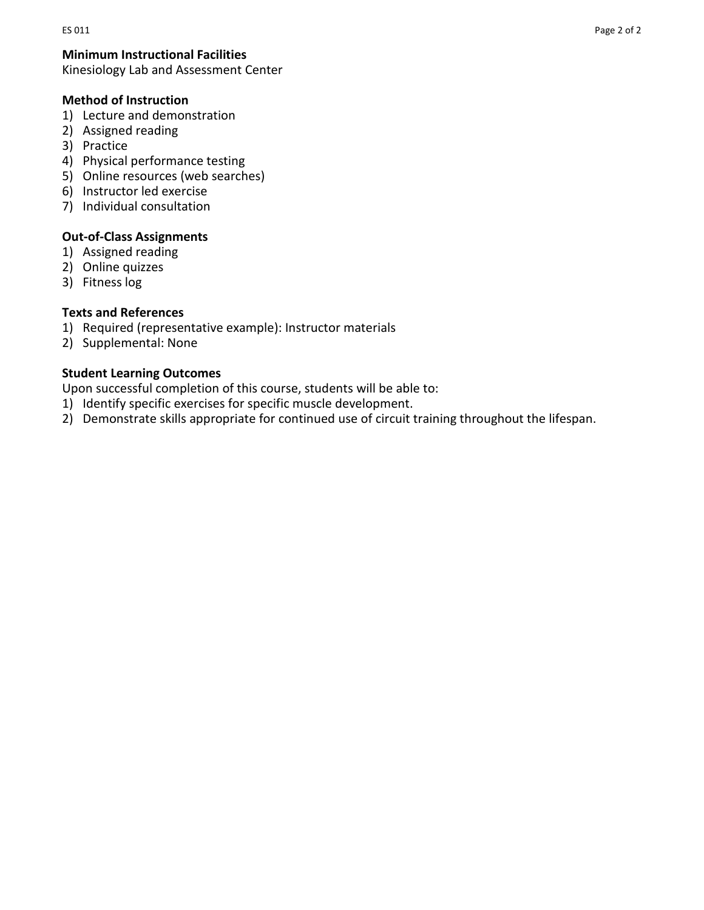**Minimum Instructional Facilities**
Kinesiology Lab and Assessment Center

**Method of Instruction**
1) Lecture and demonstration
2) Assigned reading
3) Practice
4) Physical performance testing
5) Online resources (web searches)
6) Instructor led exercise
7) Individual consultation

**Out-of-Class Assignments**
1) Assigned reading
2) Online quizzes
3) Fitness log

**Texts and References**
1) Required (representative example): Instructor materials
2) Supplemental: None

**Student Learning Outcomes**
Upon successful completion of this course, students will be able to:
1) Identify specific exercises for specific muscle development.
2) Demonstrate skills appropriate for continued use of circuit training throughout the lifespan.